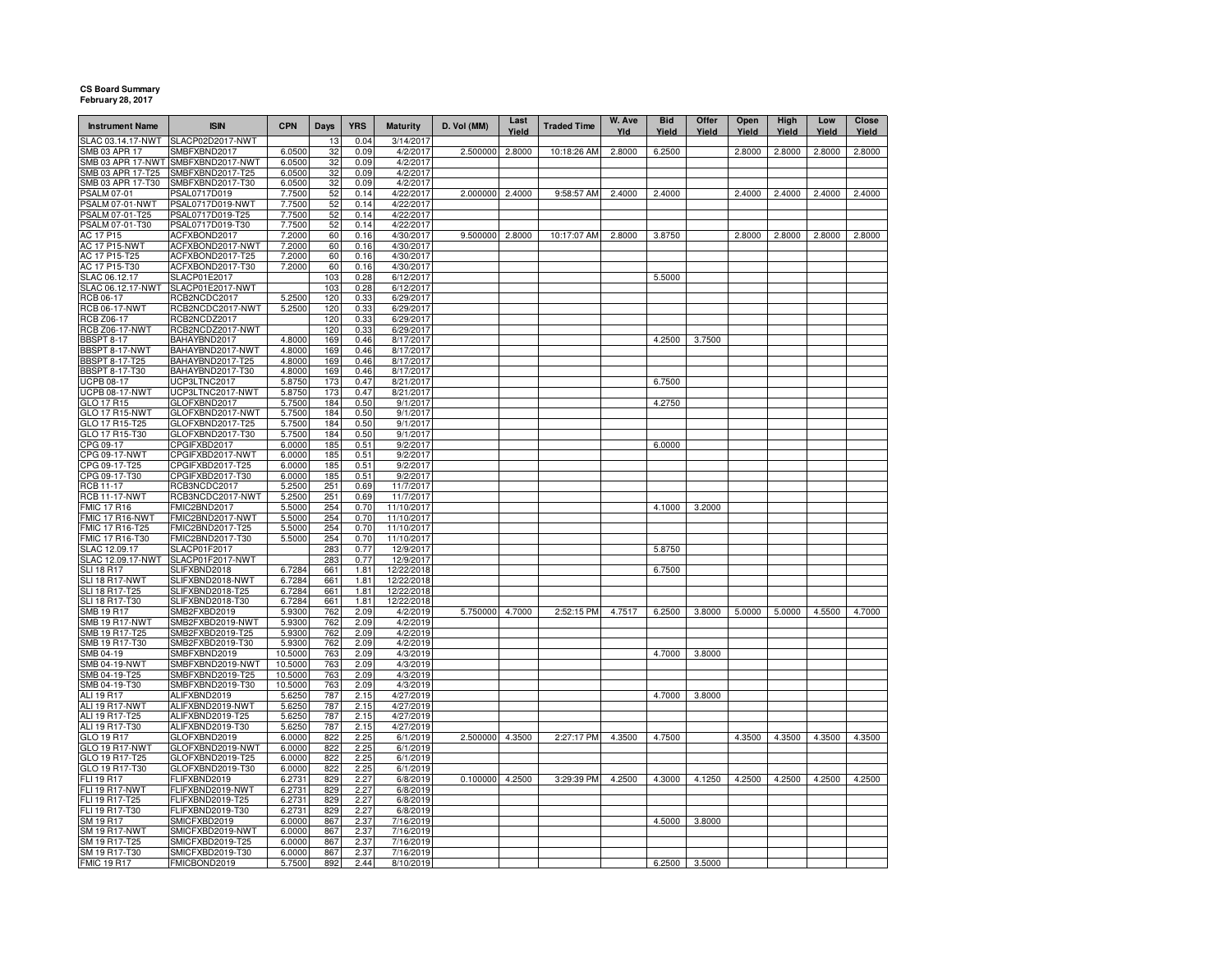**CS Board Summary**
**February 28, 2017**

| Instrument Name | ISIN | CPN | Days | YRS | Maturity | D. Vol (MM) | Last Yield | Traded Time | W. Ave Yld | Bid Yield | Offer Yield | Open Yield | High Yield | Low Yield | Close Yield |
|---|---|---|---|---|---|---|---|---|---|---|---|---|---|---|---|
| SLAC 03.14.17-NWT | SLACP02D2017-NWT | | 13 | 0.04 | 3/14/2017 | | | | | | | | | | |
| SMB 03 APR 17 | SMBFXBND2017 | 6.0500 | 32 | 0.09 | 4/2/2017 | 2.500000 | 2.8000 | 10:18:26 AM | 2.8000 | 6.2500 | | 2.8000 | 2.8000 | 2.8000 | 2.8000 |
| SMB 03 APR 17-NWT | SMBFXBND2017-NWT | 6.0500 | 32 | 0.09 | 4/2/2017 | | | | | | | | | | |
| SMB 03 APR 17-T25 | SMBFXBND2017-T25 | 6.0500 | 32 | 0.09 | 4/2/2017 | | | | | | | | | | |
| SMB 03 APR 17-T30 | SMBFXBND2017-T30 | 6.0500 | 32 | 0.09 | 4/2/2017 | | | | | | | | | | |
| PSALM 07-01 | PSAL0717D019 | 7.7500 | 52 | 0.14 | 4/22/2017 | 2.000000 | 2.4000 | 9:58:57 AM | 2.4000 | 2.4000 | | 2.4000 | 2.4000 | 2.4000 | 2.4000 |
| PSALM 07-01-NWT | PSAL0717D019-NWT | 7.7500 | 52 | 0.14 | 4/22/2017 | | | | | | | | | | |
| PSALM 07-01-T25 | PSAL0717D019-T25 | 7.7500 | 52 | 0.14 | 4/22/2017 | | | | | | | | | | |
| PSALM 07-01-T30 | PSAL0717D019-T30 | 7.7500 | 52 | 0.14 | 4/22/2017 | | | | | | | | | | |
| AC 17 P15 | ACFXBOND2017 | 7.2000 | 60 | 0.16 | 4/30/2017 | 9.500000 | 2.8000 | 10:17:07 AM | 2.8000 | 3.8750 | | 2.8000 | 2.8000 | 2.8000 | 2.8000 |
| AC 17 P15-NWT | ACFXBOND2017-NWT | 7.2000 | 60 | 0.16 | 4/30/2017 | | | | | | | | | | |
| AC 17 P15-T25 | ACFXBOND2017-T25 | 7.2000 | 60 | 0.16 | 4/30/2017 | | | | | | | | | | |
| AC 17 P15-T30 | ACFXBOND2017-T30 | 7.2000 | 60 | 0.16 | 4/30/2017 | | | | | | | | | | |
| SLAC 06.12.17 | SLACP01E2017 | | 103 | 0.28 | 6/12/2017 | | | | | 5.5000 | | | | | |
| SLAC 06.12.17-NWT | SLACP01E2017-NWT | | 103 | 0.28 | 6/12/2017 | | | | | | | | | | |
| RCB 06-17 | RCB2NCDC2017 | 5.2500 | 120 | 0.33 | 6/29/2017 | | | | | | | | | | |
| RCB 06-17-NWT | RCB2NCDC2017-NWT | 5.2500 | 120 | 0.33 | 6/29/2017 | | | | | | | | | | |
| RCB Z06-17 | RCB2NCDZ2017 | | 120 | 0.33 | 6/29/2017 | | | | | | | | | | |
| RCB Z06-17-NWT | RCB2NCDZ2017-NWT | | 120 | 0.33 | 6/29/2017 | | | | | | | | | | |
| BBSPT 8-17 | BAHAYBND2017 | 4.8000 | 169 | 0.46 | 8/17/2017 | | | | | 4.2500 | 3.7500 | | | | |
| BBSPT 8-17-NWT | BAHAYBND2017-NWT | 4.8000 | 169 | 0.46 | 8/17/2017 | | | | | | | | | | |
| BBSPT 8-17-T25 | BAHAYBND2017-T25 | 4.8000 | 169 | 0.46 | 8/17/2017 | | | | | | | | | | |
| BBSPT 8-17-T30 | BAHAYBND2017-T30 | 4.8000 | 169 | 0.46 | 8/17/2017 | | | | | | | | | | |
| UCPB 08-17 | UCP3LTNC2017 | 5.8750 | 173 | 0.47 | 8/21/2017 | | | | | 6.7500 | | | | | |
| UCPB 08-17-NWT | UCP3LTNC2017-NWT | 5.8750 | 173 | 0.47 | 8/21/2017 | | | | | | | | | | |
| GLO 17 R15 | GLOFXBND2017 | 5.7500 | 184 | 0.50 | 9/1/2017 | | | | | 4.2750 | | | | | |
| GLO 17 R15-NWT | GLOFXBND2017-NWT | 5.7500 | 184 | 0.50 | 9/1/2017 | | | | | | | | | | |
| GLO 17 R15-T25 | GLOFXBND2017-T25 | 5.7500 | 184 | 0.50 | 9/1/2017 | | | | | | | | | | |
| GLO 17 R15-T30 | GLOFXBND2017-T30 | 5.7500 | 184 | 0.50 | 9/1/2017 | | | | | | | | | | |
| CPG 09-17 | CPGIFXBD2017 | 6.0000 | 185 | 0.51 | 9/2/2017 | | | | | 6.0000 | | | | | |
| CPG 09-17-NWT | CPGIFXBD2017-NWT | 6.0000 | 185 | 0.51 | 9/2/2017 | | | | | | | | | | |
| CPG 09-17-T25 | CPGIFXBD2017-T25 | 6.0000 | 185 | 0.51 | 9/2/2017 | | | | | | | | | | |
| CPG 09-17-T30 | CPGIFXBD2017-T30 | 6.0000 | 185 | 0.51 | 9/2/2017 | | | | | | | | | | |
| RCB 11-17 | RCB3NCDC2017 | 5.2500 | 251 | 0.69 | 11/7/2017 | | | | | | | | | | |
| RCB 11-17-NWT | RCB3NCDC2017-NWT | 5.2500 | 251 | 0.69 | 11/7/2017 | | | | | | | | | | |
| FMIC 17 R16 | FMIC2BND2017 | 5.5000 | 254 | 0.70 | 11/10/2017 | | | | | 4.1000 | 3.2000 | | | | |
| FMIC 17 R16-NWT | FMIC2BND2017-NWT | 5.5000 | 254 | 0.70 | 11/10/2017 | | | | | | | | | | |
| FMIC 17 R16-T25 | FMIC2BND2017-T25 | 5.5000 | 254 | 0.70 | 11/10/2017 | | | | | | | | | | |
| FMIC 17 R16-T30 | FMIC2BND2017-T30 | 5.5000 | 254 | 0.70 | 11/10/2017 | | | | | | | | | | |
| SLAC 12.09.17 | SLACP01F2017 | | 283 | 0.77 | 12/9/2017 | | | | | 5.8750 | | | | | |
| SLAC 12.09.17-NWT | SLACP01F2017-NWT | | 283 | 0.77 | 12/9/2017 | | | | | | | | | | |
| SLI 18 R17 | SLIFXBND2018 | 6.7284 | 661 | 1.81 | 12/22/2018 | | | | | 6.7500 | | | | | |
| SLI 18 R17-NWT | SLIFXBND2018-NWT | 6.7284 | 661 | 1.81 | 12/22/2018 | | | | | | | | | | |
| SLI 18 R17-T25 | SLIFXBND2018-T25 | 6.7284 | 661 | 1.81 | 12/22/2018 | | | | | | | | | | |
| SLI 18 R17-T30 | SLIFXBND2018-T30 | 6.7284 | 661 | 1.81 | 12/22/2018 | | | | | | | | | | |
| SMB 19 R17 | SMB2FXBD2019 | 5.9300 | 762 | 2.09 | 4/2/2019 | 5.750000 | 4.7000 | 2:52:15 PM | 4.7517 | 6.2500 | 3.8000 | 5.0000 | 5.0000 | 4.5500 | 4.7000 |
| SMB 19 R17-NWT | SMB2FXBD2019-NWT | 5.9300 | 762 | 2.09 | 4/2/2019 | | | | | | | | | | |
| SMB 19 R17-T25 | SMB2FXBD2019-T25 | 5.9300 | 762 | 2.09 | 4/2/2019 | | | | | | | | | | |
| SMB 19 R17-T30 | SMB2FXBD2019-T30 | 5.9300 | 762 | 2.09 | 4/2/2019 | | | | | | | | | | |
| SMB 04-19 | SMBFXBND2019 | 10.5000 | 763 | 2.09 | 4/3/2019 | | | | | 4.7000 | 3.8000 | | | | |
| SMB 04-19-NWT | SMBFXBND2019-NWT | 10.5000 | 763 | 2.09 | 4/3/2019 | | | | | | | | | | |
| SMB 04-19-T25 | SMBFXBND2019-T25 | 10.5000 | 763 | 2.09 | 4/3/2019 | | | | | | | | | | |
| SMB 04-19-T30 | SMBFXBND2019-T30 | 10.5000 | 763 | 2.09 | 4/3/2019 | | | | | | | | | | |
| ALI 19 R17 | ALIFXBND2019 | 5.6250 | 787 | 2.15 | 4/27/2019 | | | | | 4.7000 | 3.8000 | | | | |
| ALI 19 R17-NWT | ALIFXBND2019-NWT | 5.6250 | 787 | 2.15 | 4/27/2019 | | | | | | | | | | |
| ALI 19 R17-T25 | ALIFXBND2019-T25 | 5.6250 | 787 | 2.15 | 4/27/2019 | | | | | | | | | | |
| ALI 19 R17-T30 | ALIFXBND2019-T30 | 5.6250 | 787 | 2.15 | 4/27/2019 | | | | | | | | | | |
| GLO 19 R17 | GLOFXBND2019 | 6.0000 | 822 | 2.25 | 6/1/2019 | 2.500000 | 4.3500 | 2:27:17 PM | 4.3500 | 4.7500 | | 4.3500 | 4.3500 | 4.3500 | 4.3500 |
| GLO 19 R17-NWT | GLOFXBND2019-NWT | 6.0000 | 822 | 2.25 | 6/1/2019 | | | | | | | | | | |
| GLO 19 R17-T25 | GLOFXBND2019-T25 | 6.0000 | 822 | 2.25 | 6/1/2019 | | | | | | | | | | |
| GLO 19 R17-T30 | GLOFXBND2019-T30 | 6.0000 | 822 | 2.25 | 6/1/2019 | | | | | | | | | | |
| FLI 19 R17 | FLIFXBND2019 | 6.2731 | 829 | 2.27 | 6/8/2019 | 0.100000 | 4.2500 | 3:29:39 PM | 4.2500 | 4.3000 | 4.1250 | 4.2500 | 4.2500 | 4.2500 | 4.2500 |
| FLI 19 R17-NWT | FLIFXBND2019-NWT | 6.2731 | 829 | 2.27 | 6/8/2019 | | | | | | | | | | |
| FLI 19 R17-T25 | FLIFXBND2019-T25 | 6.2731 | 829 | 2.27 | 6/8/2019 | | | | | | | | | | |
| FLI 19 R17-T30 | FLIFXBND2019-T30 | 6.2731 | 829 | 2.27 | 6/8/2019 | | | | | | | | | | |
| SM 19 R17 | SMICFXBD2019 | 6.0000 | 867 | 2.37 | 7/16/2019 | | | | | 4.5000 | 3.8000 | | | | |
| SM 19 R17-NWT | SMICFXBD2019-NWT | 6.0000 | 867 | 2.37 | 7/16/2019 | | | | | | | | | | |
| SM 19 R17-T25 | SMICFXBD2019-T25 | 6.0000 | 867 | 2.37 | 7/16/2019 | | | | | | | | | | |
| SM 19 R17-T30 | SMICFXBD2019-T30 | 6.0000 | 867 | 2.37 | 7/16/2019 | | | | | | | | | | |
| FMIC 19 R17 | FMICBOND2019 | 5.7500 | 892 | 2.44 | 8/10/2019 | | | | | 6.2500 | 3.5000 | | | | |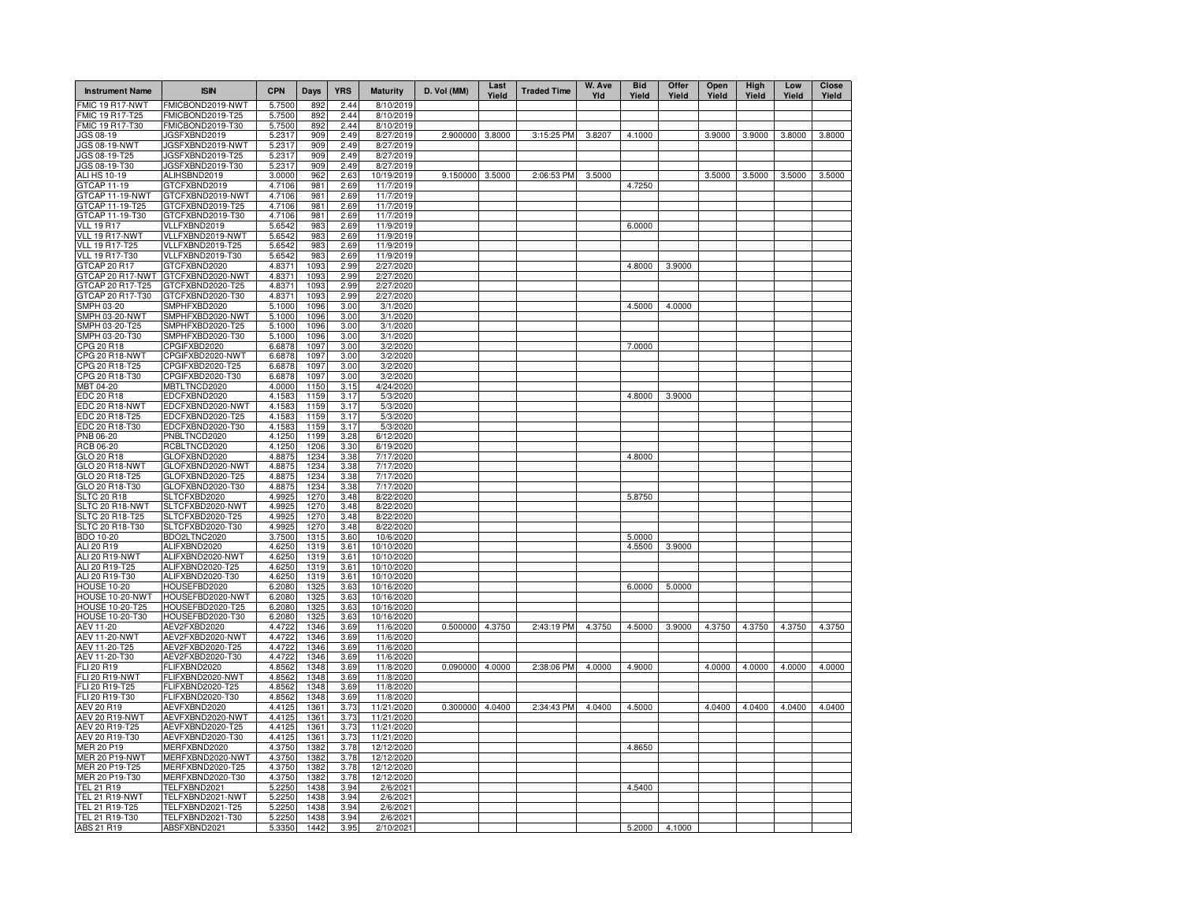| Instrument Name | ISIN | CPN | Days | YRS | Maturity | D. Vol (MM) | Last Yield | Traded Time | W. Ave Yld | Bid Yield | Offer Yield | Open Yield | High Yield | Low Yield | Close Yield |
|---|---|---|---|---|---|---|---|---|---|---|---|---|---|---|---|
| FMIC 19 R17-NWT | FMICBOND2019-NWT | 5.7500 | 892 | 2.44 | 8/10/2019 | | | | | | | | | | |
| FMIC 19 R17-T25 | FMICBOND2019-T25 | 5.7500 | 892 | 2.44 | 8/10/2019 | | | | | | | | | | |
| FMIC 19 R17-T30 | FMICBOND2019-T30 | 5.7500 | 892 | 2.44 | 8/10/2019 | | | | | | | | | | |
| JGS 08-19 | JGSFXBND2019 | 5.2317 | 909 | 2.49 | 8/27/2019 | 2.900000 | 3.8000 | 3:15:25 PM | 3.8207 | 4.1000 | | 3.9000 | 3.9000 | 3.8000 | 3.8000 |
| JGS 08-19-NWT | JGSFXBND2019-NWT | 5.2317 | 909 | 2.49 | 8/27/2019 | | | | | | | | | | |
| JGS 08-19-T25 | JGSFXBND2019-T25 | 5.2317 | 909 | 2.49 | 8/27/2019 | | | | | | | | | | |
| JGS 08-19-T30 | JGSFXBND2019-T30 | 5.2317 | 909 | 2.49 | 8/27/2019 | | | | | | | | | | |
| ALI HS 10-19 | ALIHSBND2019 | 3.0000 | 962 | 2.63 | 10/19/2019 | 9.150000 | 3.5000 | 2:06:53 PM | 3.5000 | | | 3.5000 | 3.5000 | 3.5000 | 3.5000 |
| GTCAP 11-19 | GTCFXBND2019 | 4.7106 | 981 | 2.69 | 11/7/2019 | | | | | 4.7250 | | | | | |
| GTCAP 11-19-NWT | GTCFXBND2019-NWT | 4.7106 | 981 | 2.69 | 11/7/2019 | | | | | | | | | | |
| GTCAP 11-19-T25 | GTCFXBND2019-T25 | 4.7106 | 981 | 2.69 | 11/7/2019 | | | | | | | | | | |
| GTCAP 11-19-T30 | GTCFXBND2019-T30 | 4.7106 | 981 | 2.69 | 11/7/2019 | | | | | | | | | | |
| VLL 19 R17 | VLLFXBND2019 | 5.6542 | 983 | 2.69 | 11/9/2019 | | | | | 6.0000 | | | | | |
| VLL 19 R17-NWT | VLLFXBND2019-NWT | 5.6542 | 983 | 2.69 | 11/9/2019 | | | | | | | | | | |
| VLL 19 R17-T25 | VLLFXBND2019-T25 | 5.6542 | 983 | 2.69 | 11/9/2019 | | | | | | | | | | |
| VLL 19 R17-T30 | VLLFXBND2019-T30 | 5.6542 | 983 | 2.69 | 11/9/2019 | | | | | | | | | | |
| GTCAP 20 R17 | GTCFXBND2020 | 4.8371 | 1093 | 2.99 | 2/27/2020 | | | | | 4.8000 | 3.9000 | | | | |
| GTCAP 20 R17-NWT | GTCFXBND2020-NWT | 4.8371 | 1093 | 2.99 | 2/27/2020 | | | | | | | | | | |
| GTCAP 20 R17-T25 | GTCFXBND2020-T25 | 4.8371 | 1093 | 2.99 | 2/27/2020 | | | | | | | | | | |
| GTCAP 20 R17-T30 | GTCFXBND2020-T30 | 4.8371 | 1093 | 2.99 | 2/27/2020 | | | | | | | | | | |
| SMPH 03-20 | SMPHFXBD2020 | 5.1000 | 1096 | 3.00 | 3/1/2020 | | | | | 4.5000 | 4.0000 | | | | |
| SMPH 03-20-NWT | SMPHFXBD2020-NWT | 5.1000 | 1096 | 3.00 | 3/1/2020 | | | | | | | | | | |
| SMPH 03-20-T25 | SMPHFXBD2020-T25 | 5.1000 | 1096 | 3.00 | 3/1/2020 | | | | | | | | | | |
| SMPH 03-20-T30 | SMPHFXBD2020-T30 | 5.1000 | 1096 | 3.00 | 3/1/2020 | | | | | | | | | | |
| CPG 20 R18 | CPGIFXBD2020 | 6.6878 | 1097 | 3.00 | 3/2/2020 | | | | | 7.0000 | | | | | |
| CPG 20 R18-NWT | CPGIFXBD2020-NWT | 6.6878 | 1097 | 3.00 | 3/2/2020 | | | | | | | | | | |
| CPG 20 R18-T25 | CPGIFXBD2020-T25 | 6.6878 | 1097 | 3.00 | 3/2/2020 | | | | | | | | | | |
| CPG 20 R18-T30 | CPGIFXBD2020-T30 | 6.6878 | 1097 | 3.00 | 3/2/2020 | | | | | | | | | | |
| MBT 04-20 | MBTLTNCD2020 | 4.0000 | 1150 | 3.15 | 4/24/2020 | | | | | | | | | | |
| EDC 20 R18 | EDCFXBND2020 | 4.1583 | 1159 | 3.17 | 5/3/2020 | | | | | 4.8000 | 3.9000 | | | | |
| EDC 20 R18-NWT | EDCFXBND2020-NWT | 4.1583 | 1159 | 3.17 | 5/3/2020 | | | | | | | | | | |
| EDC 20 R18-T25 | EDCFXBND2020-T25 | 4.1583 | 1159 | 3.17 | 5/3/2020 | | | | | | | | | | |
| EDC 20 R18-T30 | EDCFXBND2020-T30 | 4.1583 | 1159 | 3.17 | 5/3/2020 | | | | | | | | | | |
| PNB 06-20 | PNBLTNCD2020 | 4.1250 | 1199 | 3.28 | 6/12/2020 | | | | | | | | | | |
| RCB 06-20 | RCBLTNCD2020 | 4.1250 | 1206 | 3.30 | 6/19/2020 | | | | | | | | | | |
| GLO 20 R18 | GLOFXBND2020 | 4.8875 | 1234 | 3.38 | 7/17/2020 | | | | | 4.8000 | | | | | |
| GLO 20 R18-NWT | GLOFXBND2020-NWT | 4.8875 | 1234 | 3.38 | 7/17/2020 | | | | | | | | | | |
| GLO 20 R18-T25 | GLOFXBND2020-T25 | 4.8875 | 1234 | 3.38 | 7/17/2020 | | | | | | | | | | |
| GLO 20 R18-T30 | GLOFXBND2020-T30 | 4.8875 | 1234 | 3.38 | 7/17/2020 | | | | | | | | | | |
| SLTC 20 R18 | SLTCFXBD2020 | 4.9925 | 1270 | 3.48 | 8/22/2020 | | | | | 5.8750 | | | | | |
| SLTC 20 R18-NWT | SLTCFXBD2020-NWT | 4.9925 | 1270 | 3.48 | 8/22/2020 | | | | | | | | | | |
| SLTC 20 R18-T25 | SLTCFXBD2020-T25 | 4.9925 | 1270 | 3.48 | 8/22/2020 | | | | | | | | | | |
| SLTC 20 R18-T30 | SLTCFXBD2020-T30 | 4.9925 | 1270 | 3.48 | 8/22/2020 | | | | | | | | | | |
| BDO 10-20 | BDO2LTNC2020 | 3.7500 | 1315 | 3.60 | 10/6/2020 | | | | | 5.0000 | | | | | |
| ALI 20 R19 | ALIFXBND2020 | 4.6250 | 1319 | 3.61 | 10/10/2020 | | | | | 4.5500 | 3.9000 | | | | |
| ALI 20 R19-NWT | ALIFXBND2020-NWT | 4.6250 | 1319 | 3.61 | 10/10/2020 | | | | | | | | | | |
| ALI 20 R19-T25 | ALIFXBND2020-T25 | 4.6250 | 1319 | 3.61 | 10/10/2020 | | | | | | | | | | |
| ALI 20 R19-T30 | ALIFXBND2020-T30 | 4.6250 | 1319 | 3.61 | 10/10/2020 | | | | | | | | | | |
| HOUSE 10-20 | HOUSEFBD2020 | 6.2080 | 1325 | 3.63 | 10/16/2020 | | | | | 6.0000 | 5.0000 | | | | |
| HOUSE 10-20-NWT | HOUSEFBD2020-NWT | 6.2080 | 1325 | 3.63 | 10/16/2020 | | | | | | | | | | |
| HOUSE 10-20-T25 | HOUSEFBD2020-T25 | 6.2080 | 1325 | 3.63 | 10/16/2020 | | | | | | | | | | |
| HOUSE 10-20-T30 | HOUSEFBD2020-T30 | 6.2080 | 1325 | 3.63 | 10/16/2020 | | | | | | | | | | |
| AEV 11-20 | AEV2FXBD2020 | 4.4722 | 1346 | 3.69 | 11/6/2020 | 0.500000 | 4.3750 | 2:43:19 PM | 4.3750 | 4.5000 | 3.9000 | 4.3750 | 4.3750 | 4.3750 | 4.3750 |
| AEV 11-20-NWT | AEV2FXBD2020-NWT | 4.4722 | 1346 | 3.69 | 11/6/2020 | | | | | | | | | | |
| AEV 11-20-T25 | AEV2FXBD2020-T25 | 4.4722 | 1346 | 3.69 | 11/6/2020 | | | | | | | | | | |
| AEV 11-20-T30 | AEV2FXBD2020-T30 | 4.4722 | 1346 | 3.69 | 11/6/2020 | | | | | | | | | | |
| FLI 20 R19 | FLIFXBND2020 | 4.8562 | 1348 | 3.69 | 11/8/2020 | 0.090000 | 4.0000 | 2:38:06 PM | 4.0000 | 4.9000 | | 4.0000 | 4.0000 | 4.0000 | 4.0000 |
| FLI 20 R19-NWT | FLIFXBND2020-NWT | 4.8562 | 1348 | 3.69 | 11/8/2020 | | | | | | | | | | |
| FLI 20 R19-T25 | FLIFXBND2020-T25 | 4.8562 | 1348 | 3.69 | 11/8/2020 | | | | | | | | | | |
| FLI 20 R19-T30 | FLIFXBND2020-T30 | 4.8562 | 1348 | 3.69 | 11/8/2020 | | | | | | | | | | |
| AEV 20 R19 | AEVFXBND2020 | 4.4125 | 1361 | 3.73 | 11/21/2020 | 0.300000 | 4.0400 | 2:34:43 PM | 4.0400 | 4.5000 | | 4.0400 | 4.0400 | 4.0400 | 4.0400 |
| AEV 20 R19-NWT | AEVFXBND2020-NWT | 4.4125 | 1361 | 3.73 | 11/21/2020 | | | | | | | | | | |
| AEV 20 R19-T25 | AEVFXBND2020-T25 | 4.4125 | 1361 | 3.73 | 11/21/2020 | | | | | | | | | | |
| AEV 20 R19-T30 | AEVFXBND2020-T30 | 4.4125 | 1361 | 3.73 | 11/21/2020 | | | | | | | | | | |
| MER 20 P19 | MERFXBND2020 | 4.3750 | 1382 | 3.78 | 12/12/2020 | | | | | 4.8650 | | | | | |
| MER 20 P19-NWT | MERFXBND2020-NWT | 4.3750 | 1382 | 3.78 | 12/12/2020 | | | | | | | | | | |
| MER 20 P19-T25 | MERFXBND2020-T25 | 4.3750 | 1382 | 3.78 | 12/12/2020 | | | | | | | | | | |
| MER 20 P19-T30 | MERFXBND2020-T30 | 4.3750 | 1382 | 3.78 | 12/12/2020 | | | | | | | | | | |
| TEL 21 R19 | TELFXBND2021 | 5.2250 | 1438 | 3.94 | 2/6/2021 | | | | | 4.5400 | | | | | |
| TEL 21 R19-NWT | TELFXBND2021-NWT | 5.2250 | 1438 | 3.94 | 2/6/2021 | | | | | | | | | | |
| TEL 21 R19-T25 | TELFXBND2021-T25 | 5.2250 | 1438 | 3.94 | 2/6/2021 | | | | | | | | | | |
| TEL 21 R19-T30 | TELFXBND2021-T30 | 5.2250 | 1438 | 3.94 | 2/6/2021 | | | | | | | | | | |
| ABS 21 R19 | ABSFXBND2021 | 5.3350 | 1442 | 3.95 | 2/10/2021 | | | | | 5.2000 | 4.1000 | | | | |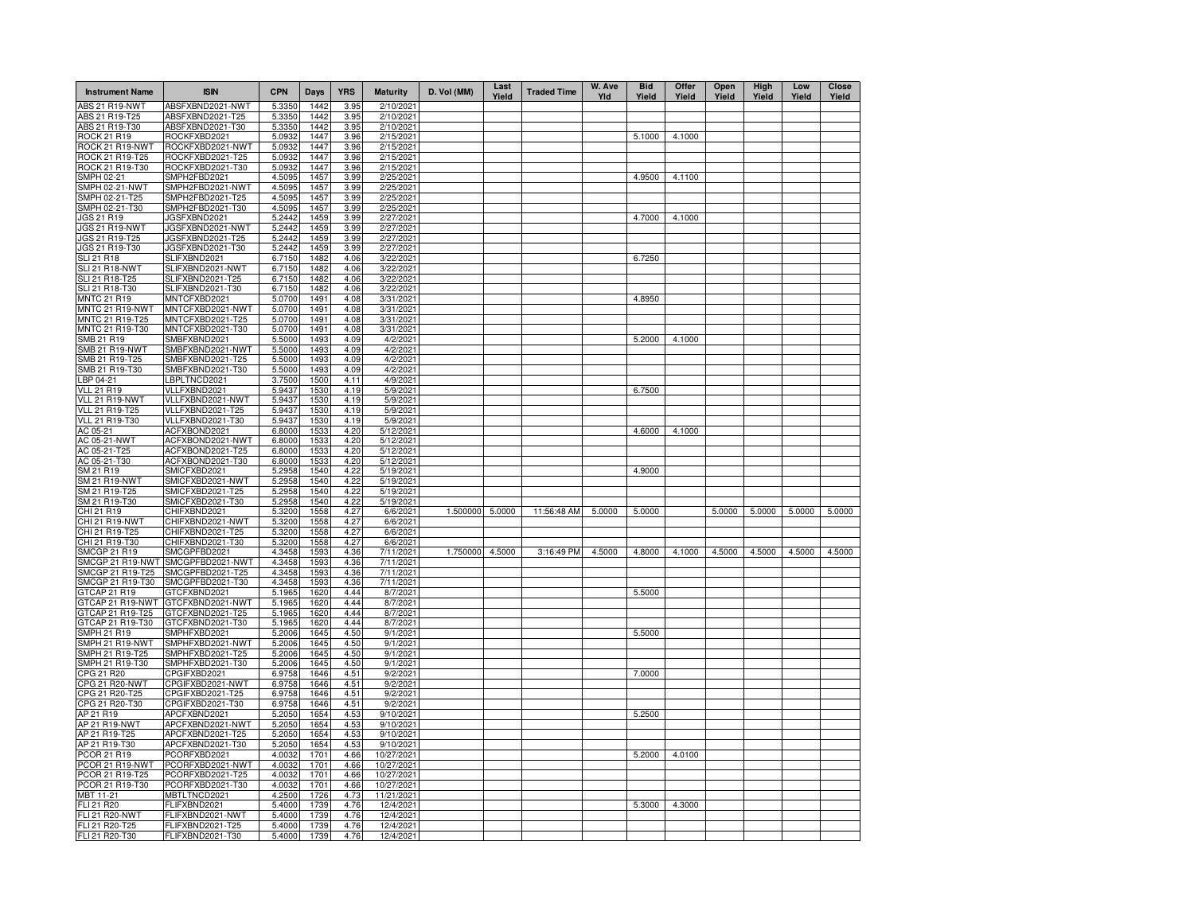| Instrument Name | ISIN | CPN | Days | YRS | Maturity | D. Vol (MM) | Last Yield | Traded Time | W. Ave Yld | Bid Yield | Offer Yield | Open Yield | High Yield | Low Yield | Close Yield |
|---|---|---|---|---|---|---|---|---|---|---|---|---|---|---|---|
| ABS 21 R19-NWT | ABSFXBND2021-NWT | 5.3350 | 1442 | 3.95 | 2/10/2021 | | | | | | | | | | |
| ABS 21 R19-T25 | ABSFXBND2021-T25 | 5.3350 | 1442 | 3.95 | 2/10/2021 | | | | | | | | | | |
| ABS 21 R19-T30 | ABSFXBND2021-T30 | 5.3350 | 1442 | 3.95 | 2/10/2021 | | | | | | | | | | |
| ROCK 21 R19 | ROCKFXBD2021 | 5.0932 | 1447 | 3.96 | 2/15/2021 | | | | | 5.1000 | 4.1000 | | | | |
| ROCK 21 R19-NWT | ROCKFXBD2021-NWT | 5.0932 | 1447 | 3.96 | 2/15/2021 | | | | | | | | | | |
| ROCK 21 R19-T25 | ROCKFXBD2021-T25 | 5.0932 | 1447 | 3.96 | 2/15/2021 | | | | | | | | | | |
| ROCK 21 R19-T30 | ROCKFXBD2021-T30 | 5.0932 | 1447 | 3.96 | 2/15/2021 | | | | | | | | | | |
| SMPH 02-21 | SMPH2FBD2021 | 4.5095 | 1457 | 3.99 | 2/25/2021 | | | | | 4.9500 | 4.1100 | | | | |
| SMPH 02-21-NWT | SMPH2FBD2021-NWT | 4.5095 | 1457 | 3.99 | 2/25/2021 | | | | | | | | | | |
| SMPH 02-21-T25 | SMPH2FBD2021-T25 | 4.5095 | 1457 | 3.99 | 2/25/2021 | | | | | | | | | | |
| SMPH 02-21-T30 | SMPH2FBD2021-T30 | 4.5095 | 1457 | 3.99 | 2/25/2021 | | | | | | | | | | |
| JGS 21 R19 | JGSFXBND2021 | 5.2442 | 1459 | 3.99 | 2/27/2021 | | | | | 4.7000 | 4.1000 | | | | |
| JGS 21 R19-NWT | JGSFXBND2021-NWT | 5.2442 | 1459 | 3.99 | 2/27/2021 | | | | | | | | | | |
| JGS 21 R19-T25 | JGSFXBND2021-T25 | 5.2442 | 1459 | 3.99 | 2/27/2021 | | | | | | | | | | |
| JGS 21 R19-T30 | JGSFXBND2021-T30 | 5.2442 | 1459 | 3.99 | 2/27/2021 | | | | | | | | | | |
| SLI 21 R18 | SLIFXBND2021 | 6.7150 | 1482 | 4.06 | 3/22/2021 | | | | | 6.7250 | | | | | |
| SLI 21 R18-NWT | SLIFXBND2021-NWT | 6.7150 | 1482 | 4.06 | 3/22/2021 | | | | | | | | | | |
| SLI 21 R18-T25 | SLIFXBND2021-T25 | 6.7150 | 1482 | 4.06 | 3/22/2021 | | | | | | | | | | |
| SLI 21 R18-T30 | SLIFXBND2021-T30 | 6.7150 | 1482 | 4.06 | 3/22/2021 | | | | | | | | | | |
| MNTC 21 R19 | MNTCFXBD2021 | 5.0700 | 1491 | 4.08 | 3/31/2021 | | | | | 4.8950 | | | | | |
| MNTC 21 R19-NWT | MNTCFXBD2021-NWT | 5.0700 | 1491 | 4.08 | 3/31/2021 | | | | | | | | | | |
| MNTC 21 R19-T25 | MNTCFXBD2021-T25 | 5.0700 | 1491 | 4.08 | 3/31/2021 | | | | | | | | | | |
| MNTC 21 R19-T30 | MNTCFXBD2021-T30 | 5.0700 | 1491 | 4.08 | 3/31/2021 | | | | | | | | | | |
| SMB 21 R19 | SMBFXBND2021 | 5.5000 | 1493 | 4.09 | 4/2/2021 | | | | | 5.2000 | 4.1000 | | | | |
| SMB 21 R19-NWT | SMBFXBND2021-NWT | 5.5000 | 1493 | 4.09 | 4/2/2021 | | | | | | | | | | |
| SMB 21 R19-T25 | SMBFXBND2021-T25 | 5.5000 | 1493 | 4.09 | 4/2/2021 | | | | | | | | | | |
| SMB 21 R19-T30 | SMBFXBND2021-T30 | 5.5000 | 1493 | 4.09 | 4/2/2021 | | | | | | | | | | |
| LBP 04-21 | LBPLTNCD2021 | 3.7500 | 1500 | 4.11 | 4/9/2021 | | | | | | | | | | |
| VLL 21 R19 | VLLFXBND2021 | 5.9437 | 1530 | 4.19 | 5/9/2021 | | | | | 6.7500 | | | | | |
| VLL 21 R19-NWT | VLLFXBND2021-NWT | 5.9437 | 1530 | 4.19 | 5/9/2021 | | | | | | | | | | |
| VLL 21 R19-T25 | VLLFXBND2021-T25 | 5.9437 | 1530 | 4.19 | 5/9/2021 | | | | | | | | | | |
| VLL 21 R19-T30 | VLLFXBND2021-T30 | 5.9437 | 1530 | 4.19 | 5/9/2021 | | | | | | | | | | |
| AC 05-21 | ACFXBOND2021 | 6.8000 | 1533 | 4.20 | 5/12/2021 | | | | | 4.6000 | 4.1000 | | | | |
| AC 05-21-NWT | ACFXBOND2021-NWT | 6.8000 | 1533 | 4.20 | 5/12/2021 | | | | | | | | | | |
| AC 05-21-T25 | ACFXBOND2021-T25 | 6.8000 | 1533 | 4.20 | 5/12/2021 | | | | | | | | | | |
| AC 05-21-T30 | ACFXBOND2021-T30 | 6.8000 | 1533 | 4.20 | 5/12/2021 | | | | | | | | | | |
| SM 21 R19 | SMICFXBD2021 | 5.2958 | 1540 | 4.22 | 5/19/2021 | | | | | 4.9000 | | | | | |
| SM 21 R19-NWT | SMICFXBD2021-NWT | 5.2958 | 1540 | 4.22 | 5/19/2021 | | | | | | | | | | |
| SM 21 R19-T25 | SMICFXBD2021-T25 | 5.2958 | 1540 | 4.22 | 5/19/2021 | | | | | | | | | | |
| SM 21 R19-T30 | SMICFXBD2021-T30 | 5.2958 | 1540 | 4.22 | 5/19/2021 | | | | | | | | | | |
| CHI 21 R19 | CHIFXBND2021 | 5.3200 | 1558 | 4.27 | 6/6/2021 | 1.500000 | 5.0000 | 11:56:48 AM | 5.0000 | 5.0000 | | 5.0000 | 5.0000 | 5.0000 | 5.0000 |
| CHI 21 R19-NWT | CHIFXBND2021-NWT | 5.3200 | 1558 | 4.27 | 6/6/2021 | | | | | | | | | | |
| CHI 21 R19-T25 | CHIFXBND2021-T25 | 5.3200 | 1558 | 4.27 | 6/6/2021 | | | | | | | | | | |
| CHI 21 R19-T30 | CHIFXBND2021-T30 | 5.3200 | 1558 | 4.27 | 6/6/2021 | | | | | | | | | | |
| SMCGP 21 R19 | SMCGPFBD2021 | 4.3458 | 1593 | 4.36 | 7/11/2021 | 1.750000 | 4.5000 | 3:16:49 PM | 4.5000 | 4.8000 | 4.1000 | 4.5000 | 4.5000 | 4.5000 | 4.5000 |
| SMCGP 21 R19-NWT | SMCGPFBD2021-NWT | 4.3458 | 1593 | 4.36 | 7/11/2021 | | | | | | | | | | |
| SMCGP 21 R19-T25 | SMCGPFBD2021-T25 | 4.3458 | 1593 | 4.36 | 7/11/2021 | | | | | | | | | | |
| SMCGP 21 R19-T30 | SMCGPFBD2021-T30 | 4.3458 | 1593 | 4.36 | 7/11/2021 | | | | | | | | | | |
| GTCAP 21 R19 | GTCFXBND2021 | 5.1965 | 1620 | 4.44 | 8/7/2021 | | | | | 5.5000 | | | | | |
| GTCAP 21 R19-NWT | GTCFXBND2021-NWT | 5.1965 | 1620 | 4.44 | 8/7/2021 | | | | | | | | | | |
| GTCAP 21 R19-T25 | GTCFXBND2021-T25 | 5.1965 | 1620 | 4.44 | 8/7/2021 | | | | | | | | | | |
| GTCAP 21 R19-T30 | GTCFXBND2021-T30 | 5.1965 | 1620 | 4.44 | 8/7/2021 | | | | | | | | | | |
| SMPH 21 R19 | SMPHFXBD2021 | 5.2006 | 1645 | 4.50 | 9/1/2021 | | | | | 5.5000 | | | | | |
| SMPH 21 R19-NWT | SMPHFXBD2021-NWT | 5.2006 | 1645 | 4.50 | 9/1/2021 | | | | | | | | | | |
| SMPH 21 R19-T25 | SMPHFXBD2021-T25 | 5.2006 | 1645 | 4.50 | 9/1/2021 | | | | | | | | | | |
| SMPH 21 R19-T30 | SMPHFXBD2021-T30 | 5.2006 | 1645 | 4.50 | 9/1/2021 | | | | | | | | | | |
| CPG 21 R20 | CPGIFXBD2021 | 6.9758 | 1646 | 4.51 | 9/2/2021 | | | | | 7.0000 | | | | | |
| CPG 21 R20-NWT | CPGIFXBD2021-NWT | 6.9758 | 1646 | 4.51 | 9/2/2021 | | | | | | | | | | |
| CPG 21 R20-T25 | CPGIFXBD2021-T25 | 6.9758 | 1646 | 4.51 | 9/2/2021 | | | | | | | | | | |
| CPG 21 R20-T30 | CPGIFXBD2021-T30 | 6.9758 | 1646 | 4.51 | 9/2/2021 | | | | | | | | | | |
| AP 21 R19 | APCFXBND2021 | 5.2050 | 1654 | 4.53 | 9/10/2021 | | | | | 5.2500 | | | | | |
| AP 21 R19-NWT | APCFXBND2021-NWT | 5.2050 | 1654 | 4.53 | 9/10/2021 | | | | | | | | | | |
| AP 21 R19-T25 | APCFXBND2021-T25 | 5.2050 | 1654 | 4.53 | 9/10/2021 | | | | | | | | | | |
| AP 21 R19-T30 | APCFXBND2021-T30 | 5.2050 | 1654 | 4.53 | 9/10/2021 | | | | | | | | | | |
| PCOR 21 R19 | PCORFXBD2021 | 4.0032 | 1701 | 4.66 | 10/27/2021 | | | | | 5.2000 | 4.0100 | | | | |
| PCOR 21 R19-NWT | PCORFXBD2021-NWT | 4.0032 | 1701 | 4.66 | 10/27/2021 | | | | | | | | | | |
| PCOR 21 R19-T25 | PCORFXBD2021-T25 | 4.0032 | 1701 | 4.66 | 10/27/2021 | | | | | | | | | | |
| PCOR 21 R19-T30 | PCORFXBD2021-T30 | 4.0032 | 1701 | 4.66 | 10/27/2021 | | | | | | | | | | |
| MBT 11-21 | MBTLTNCD2021 | 4.2500 | 1726 | 4.73 | 11/21/2021 | | | | | | | | | | |
| FLI 21 R20 | FLIFXBND2021 | 5.4000 | 1739 | 4.76 | 12/4/2021 | | | | | 5.3000 | 4.3000 | | | | |
| FLI 21 R20-NWT | FLIFXBND2021-NWT | 5.4000 | 1739 | 4.76 | 12/4/2021 | | | | | | | | | | |
| FLI 21 R20-T25 | FLIFXBND2021-T25 | 5.4000 | 1739 | 4.76 | 12/4/2021 | | | | | | | | | | |
| FLI 21 R20-T30 | FLIFXBND2021-T30 | 5.4000 | 1739 | 4.76 | 12/4/2021 | | | | | | | | | | |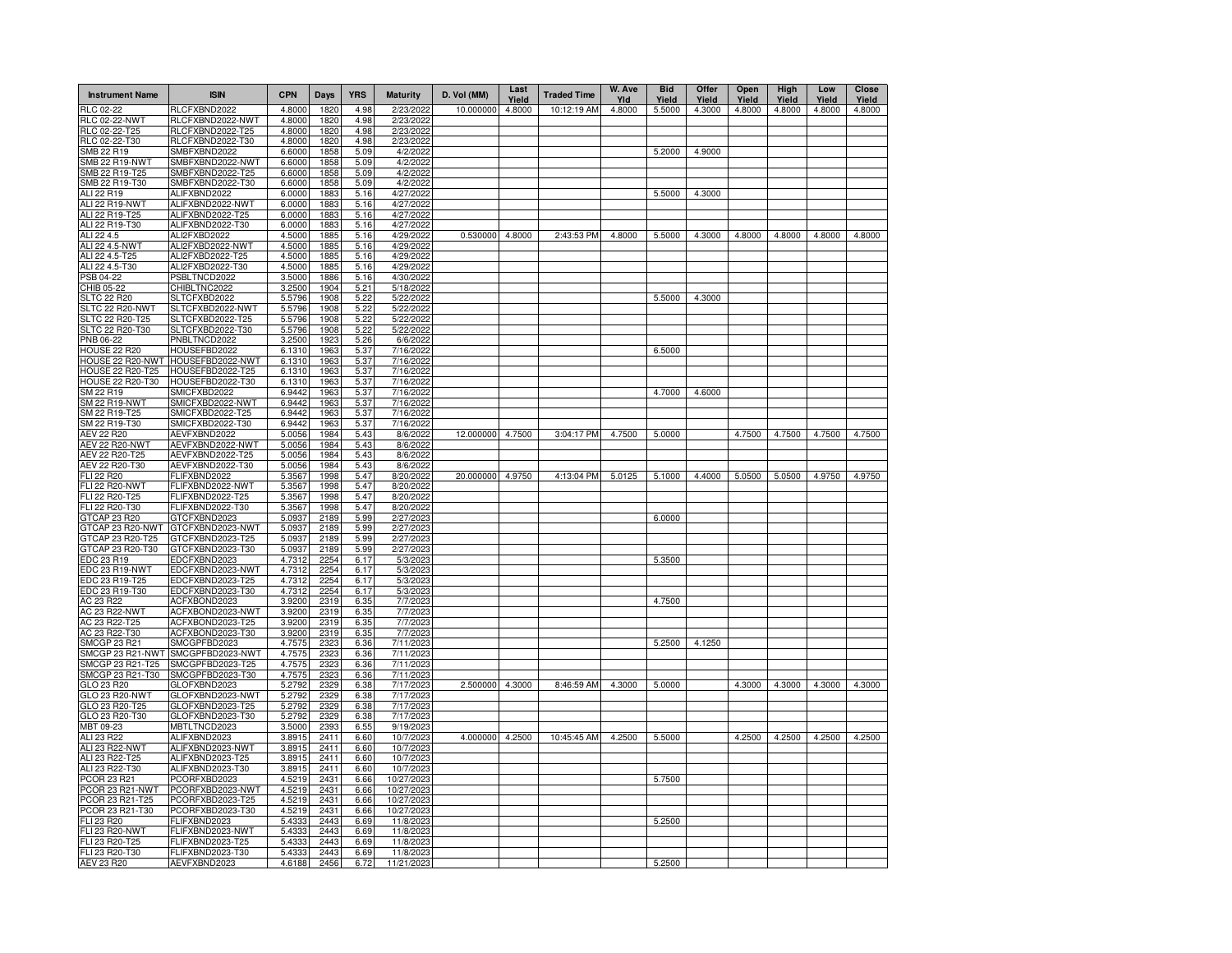| Instrument Name | ISIN | CPN | Days | YRS | Maturity | D. Vol (MM) | Last Yield | Traded Time | W. Ave Yld | Bid Yield | Offer Yield | Open Yield | High Yield | Low Yield | Close Yield |
|---|---|---|---|---|---|---|---|---|---|---|---|---|---|---|---|
| RLC 02-22 | RLCFXBND2022 | 4.8000 | 1820 | 4.98 | 2/23/2022 | 10.000000 | 4.8000 | 10:12:19 AM | 4.8000 | 5.5000 | 4.3000 | 4.8000 | 4.8000 | 4.8000 | 4.8000 |
| RLC 02-22-NWT | RLCFXBND2022-NWT | 4.8000 | 1820 | 4.98 | 2/23/2022 | | | | | | | | | | |
| RLC 02-22-T25 | RLCFXBND2022-T25 | 4.8000 | 1820 | 4.98 | 2/23/2022 | | | | | | | | | | |
| RLC 02-22-T30 | RLCFXBND2022-T30 | 4.8000 | 1820 | 4.98 | 2/23/2022 | | | | | | | | | | |
| SMB 22 R19 | SMBFXBND2022 | 6.6000 | 1858 | 5.09 | 4/2/2022 | | | | | 5.2000 | 4.9000 | | | | |
| SMB 22 R19-NWT | SMBFXBND2022-NWT | 6.6000 | 1858 | 5.09 | 4/2/2022 | | | | | | | | | | |
| SMB 22 R19-T25 | SMBFXBND2022-T25 | 6.6000 | 1858 | 5.09 | 4/2/2022 | | | | | | | | | | |
| SMB 22 R19-T30 | SMBFXBND2022-T30 | 6.6000 | 1858 | 5.09 | 4/2/2022 | | | | | | | | | | |
| ALI 22 R19 | ALIFXBND2022 | 6.0000 | 1883 | 5.16 | 4/27/2022 | | | | | 5.5000 | 4.3000 | | | | |
| ALI 22 R19-NWT | ALIFXBND2022-NWT | 6.0000 | 1883 | 5.16 | 4/27/2022 | | | | | | | | | | |
| ALI 22 R19-T25 | ALIFXBND2022-T25 | 6.0000 | 1883 | 5.16 | 4/27/2022 | | | | | | | | | | |
| ALI 22 R19-T30 | ALIFXBND2022-T30 | 6.0000 | 1883 | 5.16 | 4/27/2022 | | | | | | | | | | |
| ALI 22 4.5 | ALI2FXBD2022 | 4.5000 | 1885 | 5.16 | 4/29/2022 | 0.530000 | 4.8000 | 2:43:53 PM | 4.8000 | 5.5000 | 4.3000 | 4.8000 | 4.8000 | 4.8000 | 4.8000 |
| ALI 22 4.5-NWT | ALI2FXBD2022-NWT | 4.5000 | 1885 | 5.16 | 4/29/2022 | | | | | | | | | | |
| ALI 22 4.5-T25 | ALI2FXBD2022-T25 | 4.5000 | 1885 | 5.16 | 4/29/2022 | | | | | | | | | | |
| ALI 22 4.5-T30 | ALI2FXBD2022-T30 | 4.5000 | 1885 | 5.16 | 4/29/2022 | | | | | | | | | | |
| PSB 04-22 | PSBLTNCD2022 | 3.5000 | 1886 | 5.16 | 4/30/2022 | | | | | | | | | | |
| CHIB 05-22 | CHIBLTNC2022 | 3.2500 | 1904 | 5.21 | 5/18/2022 | | | | | | | | | | |
| SLTC 22 R20 | SLTCFXBD2022 | 5.5796 | 1908 | 5.22 | 5/22/2022 | | | | | 5.5000 | 4.3000 | | | | |
| SLTC 22 R20-NWT | SLTCFXBD2022-NWT | 5.5796 | 1908 | 5.22 | 5/22/2022 | | | | | | | | | | |
| SLTC 22 R20-T25 | SLTCFXBD2022-T25 | 5.5796 | 1908 | 5.22 | 5/22/2022 | | | | | | | | | | |
| SLTC 22 R20-T30 | SLTCFXBD2022-T30 | 5.5796 | 1908 | 5.22 | 5/22/2022 | | | | | | | | | | |
| PNB 06-22 | PNBLTNCD2022 | 3.2500 | 1923 | 5.26 | 6/6/2022 | | | | | | | | | | |
| HOUSE 22 R20 | HOUSEFBD2022 | 6.1310 | 1963 | 5.37 | 7/16/2022 | | | | | 6.5000 | | | | | |
| HOUSE 22 R20-NWT | HOUSEFBD2022-NWT | 6.1310 | 1963 | 5.37 | 7/16/2022 | | | | | | | | | | |
| HOUSE 22 R20-T25 | HOUSEFBD2022-T25 | 6.1310 | 1963 | 5.37 | 7/16/2022 | | | | | | | | | | |
| HOUSE 22 R20-T30 | HOUSEFBD2022-T30 | 6.1310 | 1963 | 5.37 | 7/16/2022 | | | | | | | | | | |
| SM 22 R19 | SMICFXBD2022 | 6.9442 | 1963 | 5.37 | 7/16/2022 | | | | | 4.7000 | 4.6000 | | | | |
| SM 22 R19-NWT | SMICFXBD2022-NWT | 6.9442 | 1963 | 5.37 | 7/16/2022 | | | | | | | | | | |
| SM 22 R19-T25 | SMICFXBD2022-T25 | 6.9442 | 1963 | 5.37 | 7/16/2022 | | | | | | | | | | |
| SM 22 R19-T30 | SMICFXBD2022-T30 | 6.9442 | 1963 | 5.37 | 7/16/2022 | | | | | | | | | | |
| AEV 22 R20 | AEVFXBND2022 | 5.0056 | 1984 | 5.43 | 8/6/2022 | 12.000000 | 4.7500 | 3:04:17 PM | 4.7500 | 5.0000 | | 4.7500 | 4.7500 | 4.7500 | 4.7500 |
| AEV 22 R20-NWT | AEVFXBND2022-NWT | 5.0056 | 1984 | 5.43 | 8/6/2022 | | | | | | | | | | |
| AEV 22 R20-T25 | AEVFXBND2022-T25 | 5.0056 | 1984 | 5.43 | 8/6/2022 | | | | | | | | | | |
| AEV 22 R20-T30 | AEVFXBND2022-T30 | 5.0056 | 1984 | 5.43 | 8/6/2022 | | | | | | | | | | |
| FLI 22 R20 | FLIFXBND2022 | 5.3567 | 1998 | 5.47 | 8/20/2022 | 20.000000 | 4.9750 | 4:13:04 PM | 5.0125 | 5.1000 | 4.4000 | 5.0500 | 5.0500 | 4.9750 | 4.9750 |
| FLI 22 R20-NWT | FLIFXBND2022-NWT | 5.3567 | 1998 | 5.47 | 8/20/2022 | | | | | | | | | | |
| FLI 22 R20-T25 | FLIFXBND2022-T25 | 5.3567 | 1998 | 5.47 | 8/20/2022 | | | | | | | | | | |
| FLI 22 R20-T30 | FLIFXBND2022-T30 | 5.3567 | 1998 | 5.47 | 8/20/2022 | | | | | | | | | | |
| GTCAP 23 R20 | GTCFXBND2023 | 5.0937 | 2189 | 5.99 | 2/27/2023 | | | | | 6.0000 | | | | | |
| GTCAP 23 R20-NWT | GTCFXBND2023-NWT | 5.0937 | 2189 | 5.99 | 2/27/2023 | | | | | | | | | | |
| GTCAP 23 R20-T25 | GTCFXBND2023-T25 | 5.0937 | 2189 | 5.99 | 2/27/2023 | | | | | | | | | | |
| GTCAP 23 R20-T30 | GTCFXBND2023-T30 | 5.0937 | 2189 | 5.99 | 2/27/2023 | | | | | | | | | | |
| EDC 23 R19 | EDCFXBND2023 | 4.7312 | 2254 | 6.17 | 5/3/2023 | | | | | 5.3500 | | | | | |
| EDC 23 R19-NWT | EDCFXBND2023-NWT | 4.7312 | 2254 | 6.17 | 5/3/2023 | | | | | | | | | | |
| EDC 23 R19-T25 | EDCFXBND2023-T25 | 4.7312 | 2254 | 6.17 | 5/3/2023 | | | | | | | | | | |
| EDC 23 R19-T30 | EDCFXBND2023-T30 | 4.7312 | 2254 | 6.17 | 5/3/2023 | | | | | | | | | | |
| AC 23 R22 | ACFXBOND2023 | 3.9200 | 2319 | 6.35 | 7/7/2023 | | | | | 4.7500 | | | | | |
| AC 23 R22-NWT | ACFXBOND2023-NWT | 3.9200 | 2319 | 6.35 | 7/7/2023 | | | | | | | | | | |
| AC 23 R22-T25 | ACFXBOND2023-T25 | 3.9200 | 2319 | 6.35 | 7/7/2023 | | | | | | | | | | |
| AC 23 R22-T30 | ACFXBOND2023-T30 | 3.9200 | 2319 | 6.35 | 7/7/2023 | | | | | | | | | | |
| SMCGP 23 R21 | SMCGPFBD2023 | 4.7575 | 2323 | 6.36 | 7/11/2023 | | | | | 5.2500 | 4.1250 | | | | |
| SMCGP 23 R21-NWT | SMCGPFBD2023-NWT | 4.7575 | 2323 | 6.36 | 7/11/2023 | | | | | | | | | | |
| SMCGP 23 R21-T25 | SMCGPFBD2023-T25 | 4.7575 | 2323 | 6.36 | 7/11/2023 | | | | | | | | | | |
| SMCGP 23 R21-T30 | SMCGPFBD2023-T30 | 4.7575 | 2323 | 6.36 | 7/11/2023 | | | | | | | | | | |
| GLO 23 R20 | GLOFXBND2023 | 5.2792 | 2329 | 6.38 | 7/17/2023 | 2.500000 | 4.3000 | 8:46:59 AM | 4.3000 | 5.0000 | | 4.3000 | 4.3000 | 4.3000 | 4.3000 |
| GLO 23 R20-NWT | GLOFXBND2023-NWT | 5.2792 | 2329 | 6.38 | 7/17/2023 | | | | | | | | | | |
| GLO 23 R20-T25 | GLOFXBND2023-T25 | 5.2792 | 2329 | 6.38 | 7/17/2023 | | | | | | | | | | |
| GLO 23 R20-T30 | GLOFXBND2023-T30 | 5.2792 | 2329 | 6.38 | 7/17/2023 | | | | | | | | | | |
| MBT 09-23 | MBTLTNCD2023 | 3.5000 | 2393 | 6.55 | 9/19/2023 | | | | | | | | | | |
| ALI 23 R22 | ALIFXBND2023 | 3.8915 | 2411 | 6.60 | 10/7/2023 | 4.000000 | 4.2500 | 10:45:45 AM | 4.2500 | 5.5000 | | 4.2500 | 4.2500 | 4.2500 | 4.2500 |
| ALI 23 R22-NWT | ALIFXBND2023-NWT | 3.8915 | 2411 | 6.60 | 10/7/2023 | | | | | | | | | | |
| ALI 23 R22-T25 | ALIFXBND2023-T25 | 3.8915 | 2411 | 6.60 | 10/7/2023 | | | | | | | | | | |
| ALI 23 R22-T30 | ALIFXBND2023-T30 | 3.8915 | 2411 | 6.60 | 10/7/2023 | | | | | | | | | | |
| PCOR 23 R21 | PCORFXBD2023 | 4.5219 | 2431 | 6.66 | 10/27/2023 | | | | | 5.7500 | | | | | |
| PCOR 23 R21-NWT | PCORFXBD2023-NWT | 4.5219 | 2431 | 6.66 | 10/27/2023 | | | | | | | | | | |
| PCOR 23 R21-T25 | PCORFXBD2023-T25 | 4.5219 | 2431 | 6.66 | 10/27/2023 | | | | | | | | | | |
| PCOR 23 R21-T30 | PCORFXBD2023-T30 | 4.5219 | 2431 | 6.66 | 10/27/2023 | | | | | | | | | | |
| FLI 23 R20 | FLIFXBND2023 | 5.4333 | 2443 | 6.69 | 11/8/2023 | | | | | 5.2500 | | | | | |
| FLI 23 R20-NWT | FLIFXBND2023-NWT | 5.4333 | 2443 | 6.69 | 11/8/2023 | | | | | | | | | | |
| FLI 23 R20-T25 | FLIFXBND2023-T25 | 5.4333 | 2443 | 6.69 | 11/8/2023 | | | | | | | | | | |
| FLI 23 R20-T30 | FLIFXBND2023-T30 | 5.4333 | 2443 | 6.69 | 11/8/2023 | | | | | | | | | | |
| AEV 23 R20 | AEVFXBND2023 | 4.6188 | 2456 | 6.72 | 11/21/2023 | | | | | 5.2500 | | | | | |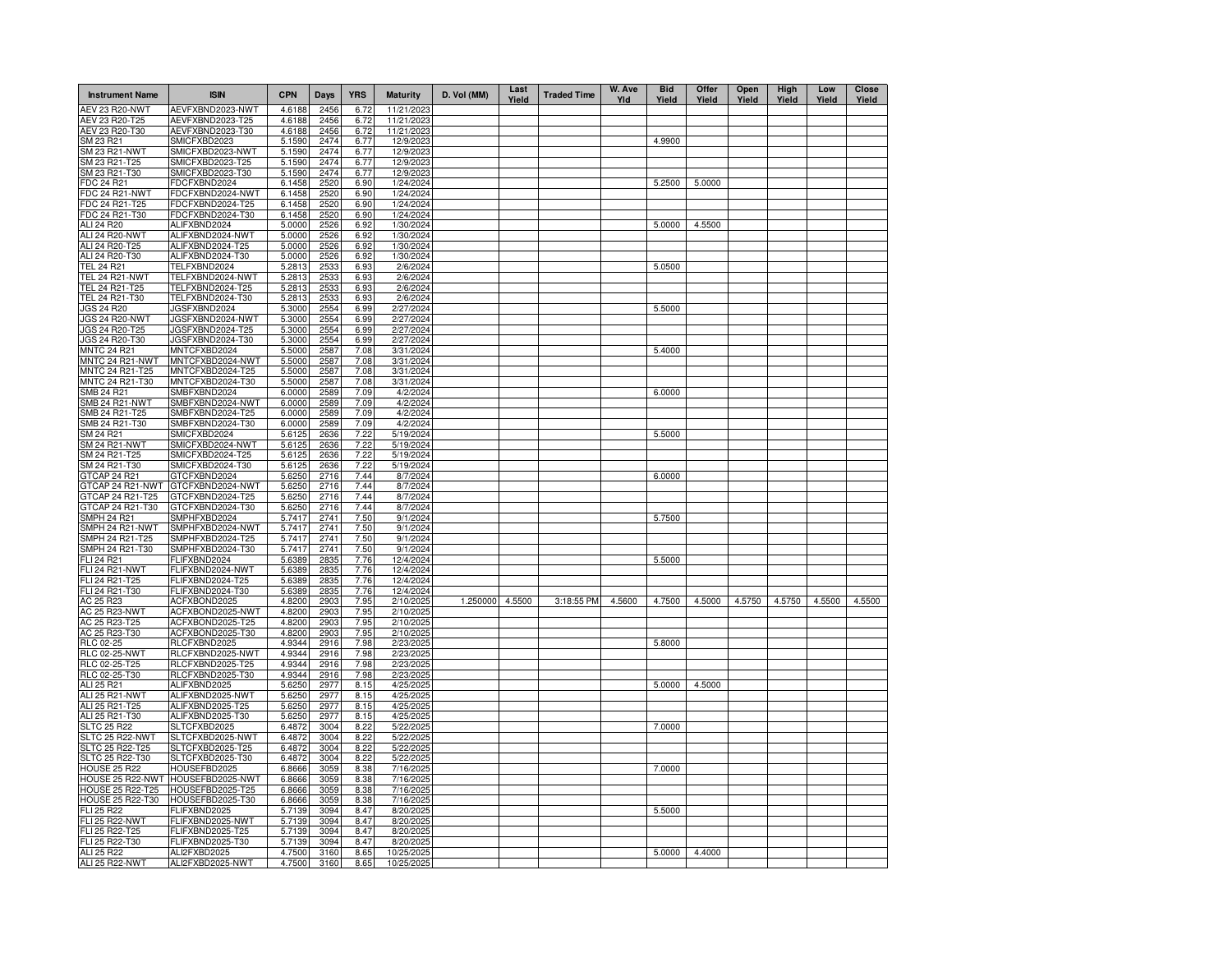| Instrument Name | ISIN | CPN | Days | YRS | Maturity | D. Vol (MM) | Last Yield | Traded Time | W. Ave Yld | Bid Yield | Offer Yield | Open Yield | High Yield | Low Yield | Close Yield |
|---|---|---|---|---|---|---|---|---|---|---|---|---|---|---|---|
| AEV 23 R20-NWT | AEVFXBND2023-NWT | 4.6188 | 2456 | 6.72 | 11/21/2023 | | | | | | | | | | |
| AEV 23 R20-T25 | AEVFXBND2023-T25 | 4.6188 | 2456 | 6.72 | 11/21/2023 | | | | | | | | | | |
| AEV 23 R20-T30 | AEVFXBND2023-T30 | 4.6188 | 2456 | 6.72 | 11/21/2023 | | | | | | | | | | |
| SM 23 R21 | SMICFXBD2023 | 5.1590 | 2474 | 6.77 | 12/9/2023 | | | | | 4.9900 | | | | | |
| SM 23 R21-NWT | SMICFXBD2023-NWT | 5.1590 | 2474 | 6.77 | 12/9/2023 | | | | | | | | | | |
| SM 23 R21-T25 | SMICFXBD2023-T25 | 5.1590 | 2474 | 6.77 | 12/9/2023 | | | | | | | | | | |
| SM 23 R21-T30 | SMICFXBD2023-T30 | 5.1590 | 2474 | 6.77 | 12/9/2023 | | | | | | | | | | |
| FDC 24 R21 | FDCFXBND2024 | 6.1458 | 2520 | 6.90 | 1/24/2024 | | | | | 5.2500 | 5.0000 | | | | |
| FDC 24 R21-NWT | FDCFXBND2024-NWT | 6.1458 | 2520 | 6.90 | 1/24/2024 | | | | | | | | | | |
| FDC 24 R21-T25 | FDCFXBND2024-T25 | 6.1458 | 2520 | 6.90 | 1/24/2024 | | | | | | | | | | |
| FDC 24 R21-T30 | FDCFXBND2024-T30 | 6.1458 | 2520 | 6.90 | 1/24/2024 | | | | | | | | | | |
| ALI 24 R20 | ALIFXBND2024 | 5.0000 | 2526 | 6.92 | 1/30/2024 | | | | | 5.0000 | 4.5500 | | | | |
| ALI 24 R20-NWT | ALIFXBND2024-NWT | 5.0000 | 2526 | 6.92 | 1/30/2024 | | | | | | | | | | |
| ALI 24 R20-T25 | ALIFXBND2024-T25 | 5.0000 | 2526 | 6.92 | 1/30/2024 | | | | | | | | | | |
| ALI 24 R20-T30 | ALIFXBND2024-T30 | 5.0000 | 2526 | 6.92 | 1/30/2024 | | | | | | | | | | |
| TEL 24 R21 | TELFXBND2024 | 5.2813 | 2533 | 6.93 | 2/6/2024 | | | | | 5.0500 | | | | | |
| TEL 24 R21-NWT | TELFXBND2024-NWT | 5.2813 | 2533 | 6.93 | 2/6/2024 | | | | | | | | | | |
| TEL 24 R21-T25 | TELFXBND2024-T25 | 5.2813 | 2533 | 6.93 | 2/6/2024 | | | | | | | | | | |
| TEL 24 R21-T30 | TELFXBND2024-T30 | 5.2813 | 2533 | 6.93 | 2/6/2024 | | | | | | | | | | |
| JGS 24 R20 | JGSFXBND2024 | 5.3000 | 2554 | 6.99 | 2/27/2024 | | | | | 5.5000 | | | | | |
| JGS 24 R20-NWT | JGSFXBND2024-NWT | 5.3000 | 2554 | 6.99 | 2/27/2024 | | | | | | | | | | |
| JGS 24 R20-T25 | JGSFXBND2024-T25 | 5.3000 | 2554 | 6.99 | 2/27/2024 | | | | | | | | | | |
| JGS 24 R20-T30 | JGSFXBND2024-T30 | 5.3000 | 2554 | 6.99 | 2/27/2024 | | | | | | | | | | |
| MNTC 24 R21 | MNTCFXBD2024 | 5.5000 | 2587 | 7.08 | 3/31/2024 | | | | | 5.4000 | | | | | |
| MNTC 24 R21-NWT | MNTCFXBD2024-NWT | 5.5000 | 2587 | 7.08 | 3/31/2024 | | | | | | | | | | |
| MNTC 24 R21-T25 | MNTCFXBD2024-T25 | 5.5000 | 2587 | 7.08 | 3/31/2024 | | | | | | | | | | |
| MNTC 24 R21-T30 | MNTCFXBD2024-T30 | 5.5000 | 2587 | 7.08 | 3/31/2024 | | | | | | | | | | |
| SMB 24 R21 | SMBFXBND2024 | 6.0000 | 2589 | 7.09 | 4/2/2024 | | | | | 6.0000 | | | | | |
| SMB 24 R21-NWT | SMBFXBND2024-NWT | 6.0000 | 2589 | 7.09 | 4/2/2024 | | | | | | | | | | |
| SMB 24 R21-T25 | SMBFXBND2024-T25 | 6.0000 | 2589 | 7.09 | 4/2/2024 | | | | | | | | | | |
| SMB 24 R21-T30 | SMBFXBND2024-T30 | 6.0000 | 2589 | 7.09 | 4/2/2024 | | | | | | | | | | |
| SM 24 R21 | SMICFXBD2024 | 5.6125 | 2636 | 7.22 | 5/19/2024 | | | | | 5.5000 | | | | | |
| SM 24 R21-NWT | SMICFXBD2024-NWT | 5.6125 | 2636 | 7.22 | 5/19/2024 | | | | | | | | | | |
| SM 24 R21-T25 | SMICFXBD2024-T25 | 5.6125 | 2636 | 7.22 | 5/19/2024 | | | | | | | | | | |
| SM 24 R21-T30 | SMICFXBD2024-T30 | 5.6125 | 2636 | 7.22 | 5/19/2024 | | | | | | | | | | |
| GTCAP 24 R21 | GTCFXBND2024 | 5.6250 | 2716 | 7.44 | 8/7/2024 | | | | | 6.0000 | | | | | |
| GTCAP 24 R21-NWT | GTCFXBND2024-NWT | 5.6250 | 2716 | 7.44 | 8/7/2024 | | | | | | | | | | |
| GTCAP 24 R21-T25 | GTCFXBND2024-T25 | 5.6250 | 2716 | 7.44 | 8/7/2024 | | | | | | | | | | |
| GTCAP 24 R21-T30 | GTCFXBND2024-T30 | 5.6250 | 2716 | 7.44 | 8/7/2024 | | | | | | | | | | |
| SMPH 24 R21 | SMPHFXBD2024 | 5.7417 | 2741 | 7.50 | 9/1/2024 | | | | | 5.7500 | | | | | |
| SMPH 24 R21-NWT | SMPHFXBD2024-NWT | 5.7417 | 2741 | 7.50 | 9/1/2024 | | | | | | | | | | |
| SMPH 24 R21-T25 | SMPHFXBD2024-T25 | 5.7417 | 2741 | 7.50 | 9/1/2024 | | | | | | | | | | |
| SMPH 24 R21-T30 | SMPHFXBD2024-T30 | 5.7417 | 2741 | 7.50 | 9/1/2024 | | | | | | | | | | |
| FLI 24 R21 | FLIFXBND2024 | 5.6389 | 2835 | 7.76 | 12/4/2024 | | | | | 5.5000 | | | | | |
| FLI 24 R21-NWT | FLIFXBND2024-NWT | 5.6389 | 2835 | 7.76 | 12/4/2024 | | | | | | | | | | |
| FLI 24 R21-T25 | FLIFXBND2024-T25 | 5.6389 | 2835 | 7.76 | 12/4/2024 | | | | | | | | | | |
| FLI 24 R21-T30 | FLIFXBND2024-T30 | 5.6389 | 2835 | 7.76 | 12/4/2024 | | | | | | | | | | |
| AC 25 R23 | ACFXBOND2025 | 4.8200 | 2903 | 7.95 | 2/10/2025 | 1.250000 | 4.5500 | 3:18:55 PM | 4.5600 | 4.7500 | 4.5000 | 4.5750 | 4.5750 | 4.5500 | 4.5500 |
| AC 25 R23-NWT | ACFXBOND2025-NWT | 4.8200 | 2903 | 7.95 | 2/10/2025 | | | | | | | | | | |
| AC 25 R23-T25 | ACFXBOND2025-T25 | 4.8200 | 2903 | 7.95 | 2/10/2025 | | | | | | | | | | |
| AC 25 R23-T30 | ACFXBOND2025-T30 | 4.8200 | 2903 | 7.95 | 2/10/2025 | | | | | | | | | | |
| RLC 02-25 | RLCFXBND2025 | 4.9344 | 2916 | 7.98 | 2/23/2025 | | | | | 5.8000 | | | | | |
| RLC 02-25-NWT | RLCFXBND2025-NWT | 4.9344 | 2916 | 7.98 | 2/23/2025 | | | | | | | | | | |
| RLC 02-25-T25 | RLCFXBND2025-T25 | 4.9344 | 2916 | 7.98 | 2/23/2025 | | | | | | | | | | |
| RLC 02-25-T30 | RLCFXBND2025-T30 | 4.9344 | 2916 | 7.98 | 2/23/2025 | | | | | | | | | | |
| ALI 25 R21 | ALIFXBND2025 | 5.6250 | 2977 | 8.15 | 4/25/2025 | | | | | 5.0000 | 4.5000 | | | | |
| ALI 25 R21-NWT | ALIFXBND2025-NWT | 5.6250 | 2977 | 8.15 | 4/25/2025 | | | | | | | | | | |
| ALI 25 R21-T25 | ALIFXBND2025-T25 | 5.6250 | 2977 | 8.15 | 4/25/2025 | | | | | | | | | | |
| ALI 25 R21-T30 | ALIFXBND2025-T30 | 5.6250 | 2977 | 8.15 | 4/25/2025 | | | | | | | | | | |
| SLTC 25 R22 | SLTCFXBD2025 | 6.4872 | 3004 | 8.22 | 5/22/2025 | | | | | 7.0000 | | | | | |
| SLTC 25 R22-NWT | SLTCFXBD2025-NWT | 6.4872 | 3004 | 8.22 | 5/22/2025 | | | | | | | | | | |
| SLTC 25 R22-T25 | SLTCFXBD2025-T25 | 6.4872 | 3004 | 8.22 | 5/22/2025 | | | | | | | | | | |
| SLTC 25 R22-T30 | SLTCFXBD2025-T30 | 6.4872 | 3004 | 8.22 | 5/22/2025 | | | | | | | | | | |
| HOUSE 25 R22 | HOUSEFBD2025 | 6.8666 | 3059 | 8.38 | 7/16/2025 | | | | | 7.0000 | | | | | |
| HOUSE 25 R22-NWT | HOUSEFBD2025-NWT | 6.8666 | 3059 | 8.38 | 7/16/2025 | | | | | | | | | | |
| HOUSE 25 R22-T25 | HOUSEFBD2025-T25 | 6.8666 | 3059 | 8.38 | 7/16/2025 | | | | | | | | | | |
| HOUSE 25 R22-T30 | HOUSEFBD2025-T30 | 6.8666 | 3059 | 8.38 | 7/16/2025 | | | | | | | | | | |
| FLI 25 R22 | FLIFXBND2025 | 5.7139 | 3094 | 8.47 | 8/20/2025 | | | | | 5.5000 | | | | | |
| FLI 25 R22-NWT | FLIFXBND2025-NWT | 5.7139 | 3094 | 8.47 | 8/20/2025 | | | | | | | | | | |
| FLI 25 R22-T25 | FLIFXBND2025-T25 | 5.7139 | 3094 | 8.47 | 8/20/2025 | | | | | | | | | | |
| FLI 25 R22-T30 | FLIFXBND2025-T30 | 5.7139 | 3094 | 8.47 | 8/20/2025 | | | | | | | | | | |
| ALI 25 R22 | ALI2FXBD2025 | 4.7500 | 3160 | 8.65 | 10/25/2025 | | | | | 5.0000 | 4.4000 | | | | |
| ALI 25 R22-NWT | ALI2FXBD2025-NWT | 4.7500 | 3160 | 8.65 | 10/25/2025 | | | | | | | | | | |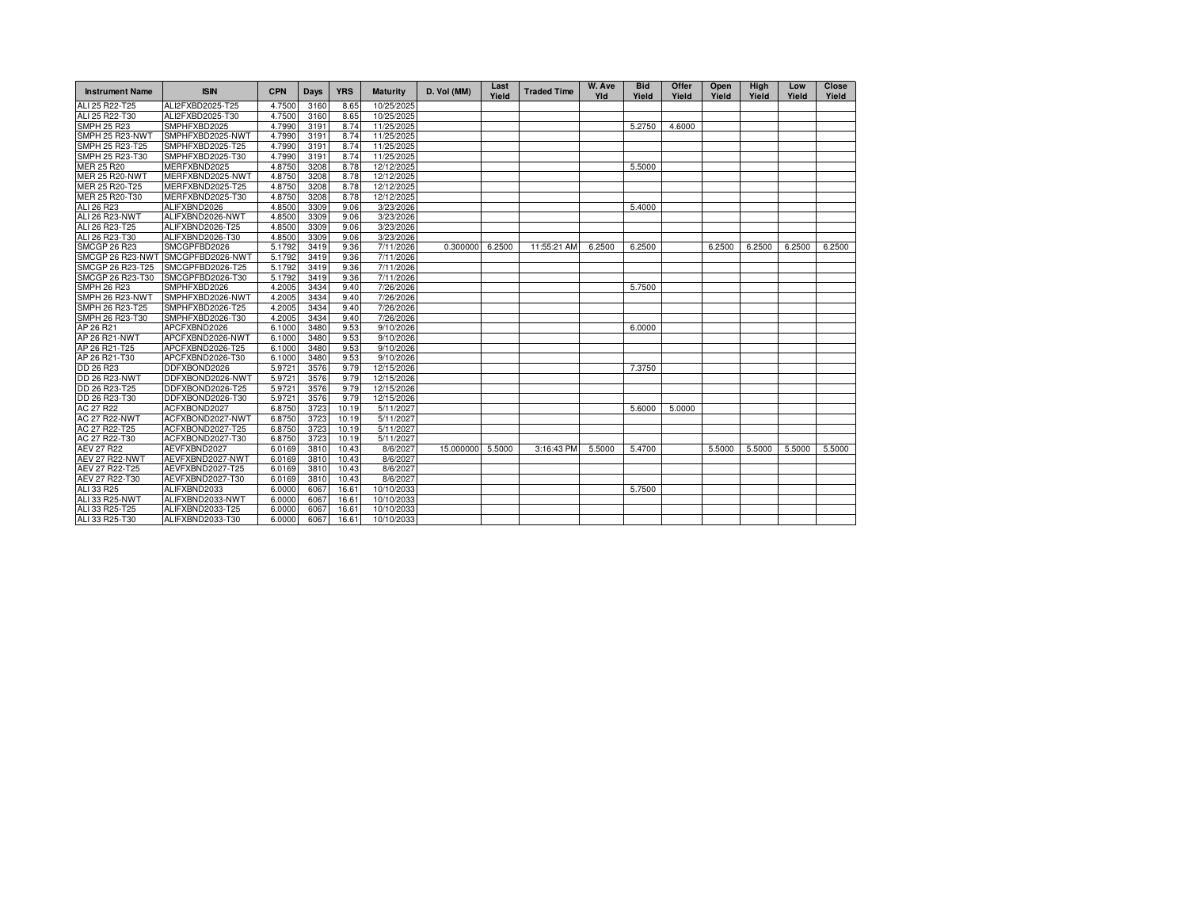| Instrument Name | ISIN | CPN | Days | YRS | Maturity | D. Vol (MM) | Last Yield | Traded Time | W. Ave Yld | Bid Yield | Offer Yield | Open Yield | High Yield | Low Yield | Close Yield |
|---|---|---|---|---|---|---|---|---|---|---|---|---|---|---|---|
| ALI 25 R22-T25 | ALI2FXBD2025-T25 | 4.7500 | 3160 | 8.65 | 10/25/2025 | | | | | | | | | | |
| ALI 25 R22-T30 | ALI2FXBD2025-T30 | 4.7500 | 3160 | 8.65 | 10/25/2025 | | | | | | | | | | |
| SMPH 25 R23 | SMPHFXBD2025 | 4.7990 | 3191 | 8.74 | 11/25/2025 | | | | | 5.2750 | 4.6000 | | | | |
| SMPH 25 R23-NWT | SMPHFXBD2025-NWT | 4.7990 | 3191 | 8.74 | 11/25/2025 | | | | | | | | | | |
| SMPH 25 R23-T25 | SMPHFXBD2025-T25 | 4.7990 | 3191 | 8.74 | 11/25/2025 | | | | | | | | | | |
| SMPH 25 R23-T30 | SMPHFXBD2025-T30 | 4.7990 | 3191 | 8.74 | 11/25/2025 | | | | | | | | | | |
| MER 25 R20 | MERFXBND2025 | 4.8750 | 3208 | 8.78 | 12/12/2025 | | | | | 5.5000 | | | | | |
| MER 25 R20-NWT | MERFXBND2025-NWT | 4.8750 | 3208 | 8.78 | 12/12/2025 | | | | | | | | | | |
| MER 25 R20-T25 | MERFXBND2025-T25 | 4.8750 | 3208 | 8.78 | 12/12/2025 | | | | | | | | | | |
| MER 25 R20-T30 | MERFXBND2025-T30 | 4.8750 | 3208 | 8.78 | 12/12/2025 | | | | | | | | | | |
| ALI 26 R23 | ALIFXBND2026 | 4.8500 | 3309 | 9.06 | 3/23/2026 | | | | | 5.4000 | | | | | |
| ALI 26 R23-NWT | ALIFXBND2026-NWT | 4.8500 | 3309 | 9.06 | 3/23/2026 | | | | | | | | | | |
| ALI 26 R23-T25 | ALIFXBND2026-T25 | 4.8500 | 3309 | 9.06 | 3/23/2026 | | | | | | | | | | |
| ALI 26 R23-T30 | ALIFXBND2026-T30 | 4.8500 | 3309 | 9.06 | 3/23/2026 | | | | | | | | | | |
| SMCGP 26 R23 | SMCGPFBD2026 | 5.1792 | 3419 | 9.36 | 7/11/2026 | 0.300000 | 6.2500 | 11:55:21 AM | 6.2500 | 6.2500 | | 6.2500 | 6.2500 | 6.2500 | 6.2500 |
| SMCGP 26 R23-NWT | SMCGPFBD2026-NWT | 5.1792 | 3419 | 9.36 | 7/11/2026 | | | | | | | | | | |
| SMCGP 26 R23-T25 | SMCGPFBD2026-T25 | 5.1792 | 3419 | 9.36 | 7/11/2026 | | | | | | | | | | |
| SMCGP 26 R23-T30 | SMCGPFBD2026-T30 | 5.1792 | 3419 | 9.36 | 7/11/2026 | | | | | | | | | | |
| SMPH 26 R23 | SMPHFXBD2026 | 4.2005 | 3434 | 9.40 | 7/26/2026 | | | | | 5.7500 | | | | | |
| SMPH 26 R23-NWT | SMPHFXBD2026-NWT | 4.2005 | 3434 | 9.40 | 7/26/2026 | | | | | | | | | | |
| SMPH 26 R23-T25 | SMPHFXBD2026-T25 | 4.2005 | 3434 | 9.40 | 7/26/2026 | | | | | | | | | | |
| SMPH 26 R23-T30 | SMPHFXBD2026-T30 | 4.2005 | 3434 | 9.40 | 7/26/2026 | | | | | | | | | | |
| AP 26 R21 | APCFXBND2026 | 6.1000 | 3480 | 9.53 | 9/10/2026 | | | | | 6.0000 | | | | | |
| AP 26 R21-NWT | APCFXBND2026-NWT | 6.1000 | 3480 | 9.53 | 9/10/2026 | | | | | | | | | | |
| AP 26 R21-T25 | APCFXBND2026-T25 | 6.1000 | 3480 | 9.53 | 9/10/2026 | | | | | | | | | | |
| AP 26 R21-T30 | APCFXBND2026-T30 | 6.1000 | 3480 | 9.53 | 9/10/2026 | | | | | | | | | | |
| DD 26 R23 | DDFXBOND2026 | 5.9721 | 3576 | 9.79 | 12/15/2026 | | | | | 7.3750 | | | | | |
| DD 26 R23-NWT | DDFXBOND2026-NWT | 5.9721 | 3576 | 9.79 | 12/15/2026 | | | | | | | | | | |
| DD 26 R23-T25 | DDFXBOND2026-T25 | 5.9721 | 3576 | 9.79 | 12/15/2026 | | | | | | | | | | |
| DD 26 R23-T30 | DDFXBOND2026-T30 | 5.9721 | 3576 | 9.79 | 12/15/2026 | | | | | | | | | | |
| AC 27 R22 | ACFXBOND2027 | 6.8750 | 3723 | 10.19 | 5/11/2027 | | | | | 5.6000 | 5.0000 | | | | |
| AC 27 R22-NWT | ACFXBOND2027-NWT | 6.8750 | 3723 | 10.19 | 5/11/2027 | | | | | | | | | | |
| AC 27 R22-T25 | ACFXBOND2027-T25 | 6.8750 | 3723 | 10.19 | 5/11/2027 | | | | | | | | | | |
| AC 27 R22-T30 | ACFXBOND2027-T30 | 6.8750 | 3723 | 10.19 | 5/11/2027 | | | | | | | | | | |
| AEV 27 R22 | AEVFXBND2027 | 6.0169 | 3810 | 10.43 | 8/6/2027 | 15.000000 | 5.5000 | 3:16:43 PM | 5.5000 | 5.4700 | | 5.5000 | 5.5000 | 5.5000 | 5.5000 |
| AEV 27 R22-NWT | AEVFXBND2027-NWT | 6.0169 | 3810 | 10.43 | 8/6/2027 | | | | | | | | | | |
| AEV 27 R22-T25 | AEVFXBND2027-T25 | 6.0169 | 3810 | 10.43 | 8/6/2027 | | | | | | | | | | |
| AEV 27 R22-T30 | AEVFXBND2027-T30 | 6.0169 | 3810 | 10.43 | 8/6/2027 | | | | | | | | | | |
| ALI 33 R25 | ALIFXBND2033 | 6.0000 | 6067 | 16.61 | 10/10/2033 | | | | | 5.7500 | | | | | |
| ALI 33 R25-NWT | ALIFXBND2033-NWT | 6.0000 | 6067 | 16.61 | 10/10/2033 | | | | | | | | | | |
| ALI 33 R25-T25 | ALIFXBND2033-T25 | 6.0000 | 6067 | 16.61 | 10/10/2033 | | | | | | | | | | |
| ALI 33 R25-T30 | ALIFXBND2033-T30 | 6.0000 | 6067 | 16.61 | 10/10/2033 | | | | | | | | | | |